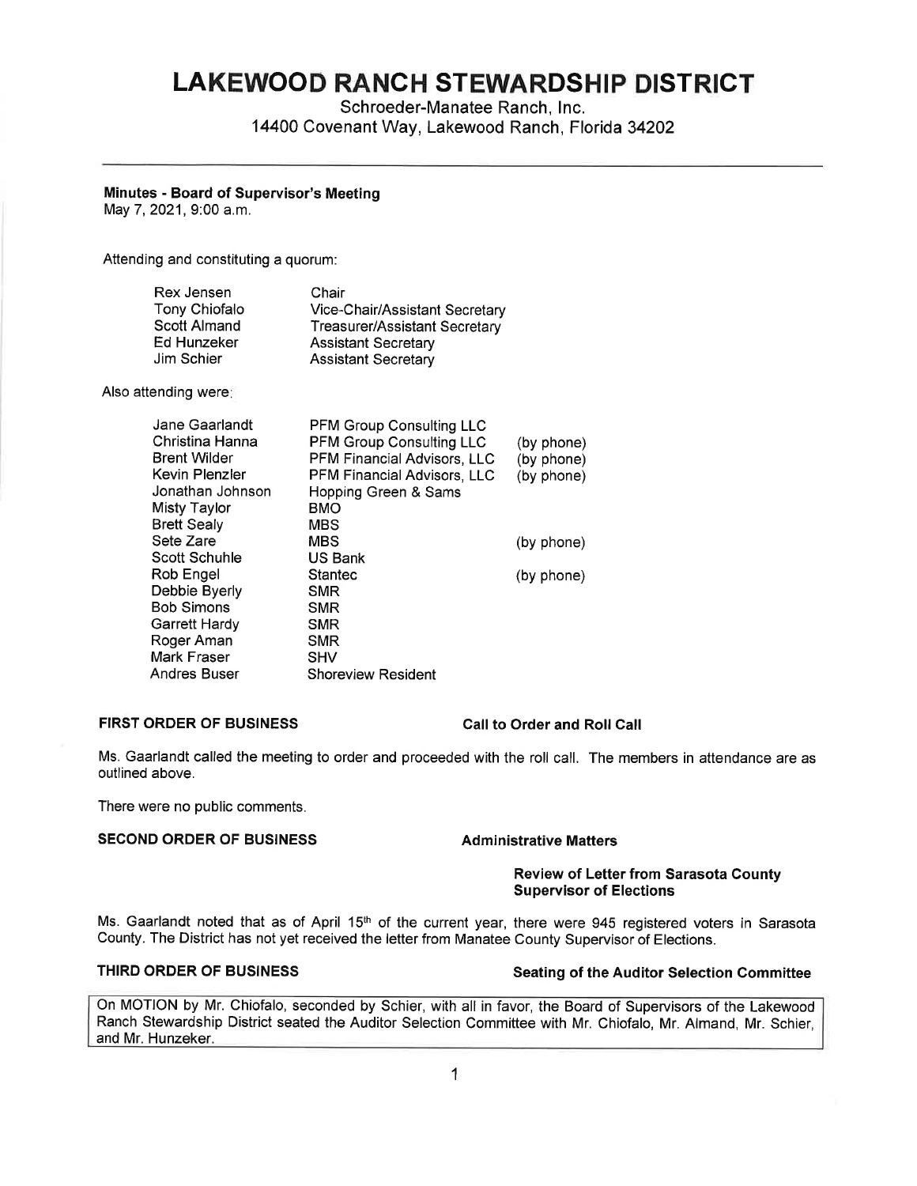# LAKEWOOD RANCH STEWARDSHIP DISTRICT

Schroeder-Manatee Ranch, Inc.
14400 Covenant Way, Lakewood Ranch, Florida 34202

---

**Minutes - Board of Supervisor's Meeting**
May 7, 2021, 9:00 a.m.

Attending and constituting a quorum:

| | |
|---|---|
| Rex Jensen | Chair |
| Tony Chiofalo | Vice-Chair/Assistant Secretary |
| Scott Almand | Treasurer/Assistant Secretary |
| Ed Hunzeker | Assistant Secretary |
| Jim Schier | Assistant Secretary |

Also attending were:

| | | |
|---|---|---|
| Jane Gaarlandt | PFM Group Consulting LLC | |
| Christina Hanna | PFM Group Consulting LLC | (by phone) |
| Brent Wilder | PFM Financial Advisors, LLC | (by phone) |
| Kevin Plenzler | PFM Financial Advisors, LLC | (by phone) |
| Jonathan Johnson | Hopping Green & Sams | |
| Misty Taylor | BMO | |
| Brett Sealy | MBS | |
| Sete Zare | MBS | (by phone) |
| Scott Schuhle | US Bank | |
| Rob Engel | Stantec | (by phone) |
| Debbie Byerly | SMR | |
| Bob Simons | SMR | |
| Garrett Hardy | SMR | |
| Roger Aman | SMR | |
| Mark Fraser | SHV | |
| Andres Buser | Shoreview Resident | |

**FIRST ORDER OF BUSINESS** **Call to Order and Roll Call**

Ms. Gaarlandt called the meeting to order and proceeded with the roll call. The members in attendance are as outlined above.

There were no public comments.

**SECOND ORDER OF BUSINESS** **Administrative Matters**

**Review of Letter from Sarasota County Supervisor of Elections**

Ms. Gaarlandt noted that as of April 15th of the current year, there were 945 registered voters in Sarasota County. The District has not yet received the letter from Manatee County Supervisor of Elections.

**THIRD ORDER OF BUSINESS** **Seating of the Auditor Selection Committee**

On MOTION by Mr. Chiofalo, seconded by Schier, with all in favor, the Board of Supervisors of the Lakewood Ranch Stewardship District seated the Auditor Selection Committee with Mr. Chiofalo, Mr. Almand, Mr. Schier, and Mr. Hunzeker.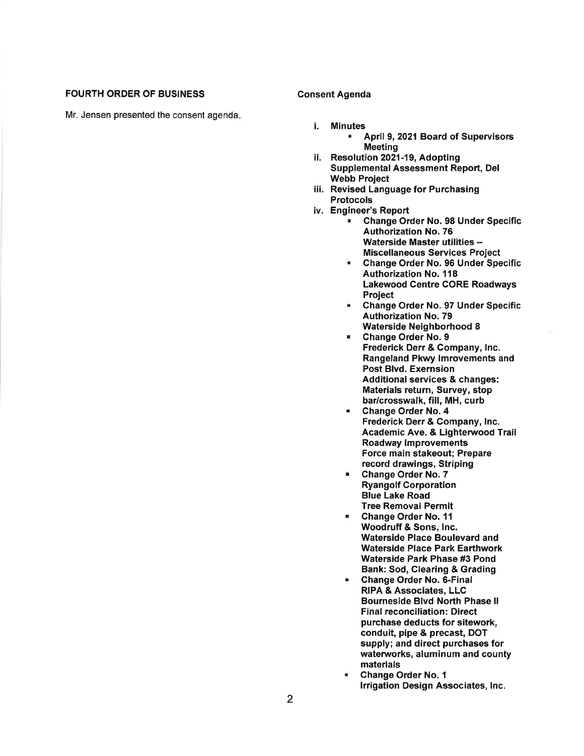**FOURTH ORDER OF BUSINESS** **Consent Agenda**

Mr. Jensen presented the consent agenda.

- **i. Minutes**
  - **April 9, 2021 Board of Supervisors Meeting**
- **ii. Resolution 2021-19, Adopting Supplemental Assessment Report, Del Webb Project**
- **iii. Revised Language for Purchasing Protocols**
- **iv. Engineer's Report**
  - **Change Order No. 98 Under Specific Authorization No. 76**
    **Waterside Master utilities – Miscellaneous Services Project**
  - **Change Order No. 96 Under Specific Authorization No. 118**
    **Lakewood Centre CORE Roadways Project**
  - **Change Order No. 97 Under Specific Authorization No. 79**
    **Waterside Neighborhood 8**
  - **Change Order No. 9**
    **Frederick Derr & Company, Inc.**
    **Rangeland Pkwy Imrovements and Post Blvd. Exernsion**
    **Additional services & changes: Materials return, Survey, stop bar/crosswalk, fill, MH, curb**
  - **Change Order No. 4**
    **Frederick Derr & Company, Inc.**
    **Academic Ave. & Lighterwood Trail Roadway Improvements**
    **Force main stakeout; Prepare record drawings, Striping**
  - **Change Order No. 7**
    **Ryangolf Corporation**
    **Blue Lake Road**
    **Tree Removal Permit**
  - **Change Order No. 11**
    **Woodruff & Sons, Inc.**
    **Waterside Place Boulevard and Waterside Place Park Earthwork**
    **Waterside Park Phase #3 Pond Bank: Sod, Clearing & Grading**
  - **Change Order No. 6-Final**
    **RIPA & Associates, LLC**
    **Bourneside Blvd North Phase II**
    **Final reconciliation: Direct purchase deducts for sitework, conduit, pipe & precast, DOT supply; and direct purchases for waterworks, aluminum and county materials**
  - **Change Order No. 1**
    **Irrigation Design Associates, Inc.**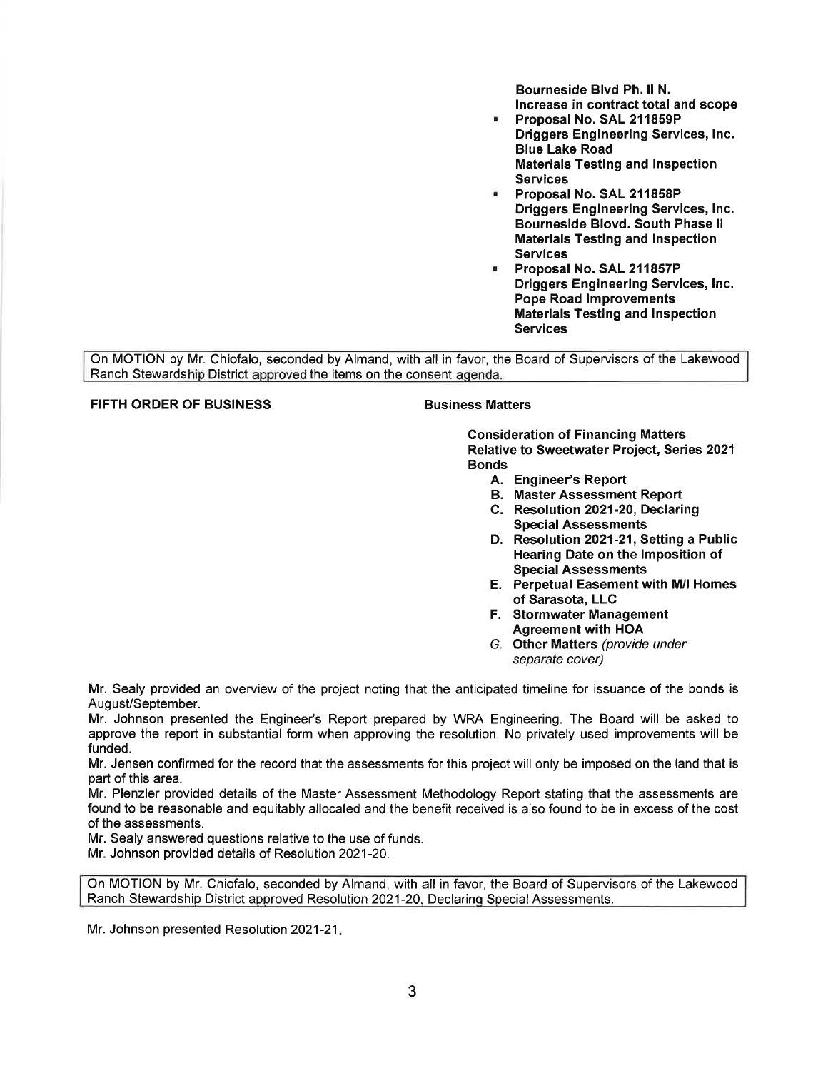**Bourneside Blvd Ph. II N.**
**Increase in contract total and scope**

- **Proposal No. SAL 211859P**
  **Driggers Engineering Services, Inc.**
  **Blue Lake Road**
  **Materials Testing and Inspection Services**
- **Proposal No. SAL 211858P**
  **Driggers Engineering Services, Inc.**
  **Bourneside Blovd. South Phase II**
  **Materials Testing and Inspection Services**
- **Proposal No. SAL 211857P**
  **Driggers Engineering Services, Inc.**
  **Pope Road Improvements**
  **Materials Testing and Inspection Services**

On MOTION by Mr. Chiofalo, seconded by Almand, with all in favor, the Board of Supervisors of the Lakewood Ranch Stewardship District approved the items on the consent agenda.

**FIFTH ORDER OF BUSINESS** **Business Matters**

**Consideration of Financing Matters Relative to Sweetwater Project, Series 2021 Bonds**

A. **Engineer's Report**
B. **Master Assessment Report**
C. **Resolution 2021-20, Declaring Special Assessments**
D. **Resolution 2021-21, Setting a Public Hearing Date on the Imposition of Special Assessments**
E. **Perpetual Easement with M/I Homes of Sarasota, LLC**
F. **Stormwater Management Agreement with HOA**
G. **Other Matters** *(provide under separate cover)*

Mr. Sealy provided an overview of the project noting that the anticipated timeline for issuance of the bonds is August/September.

Mr. Johnson presented the Engineer's Report prepared by WRA Engineering. The Board will be asked to approve the report in substantial form when approving the resolution. No privately used improvements will be funded.

Mr. Jensen confirmed for the record that the assessments for this project will only be imposed on the land that is part of this area.

Mr. Plenzler provided details of the Master Assessment Methodology Report stating that the assessments are found to be reasonable and equitably allocated and the benefit received is also found to be in excess of the cost of the assessments.

Mr. Sealy answered questions relative to the use of funds.

Mr. Johnson provided details of Resolution 2021-20.

On MOTION by Mr. Chiofalo, seconded by Almand, with all in favor, the Board of Supervisors of the Lakewood Ranch Stewardship District approved Resolution 2021-20, Declaring Special Assessments.

Mr. Johnson presented Resolution 2021-21.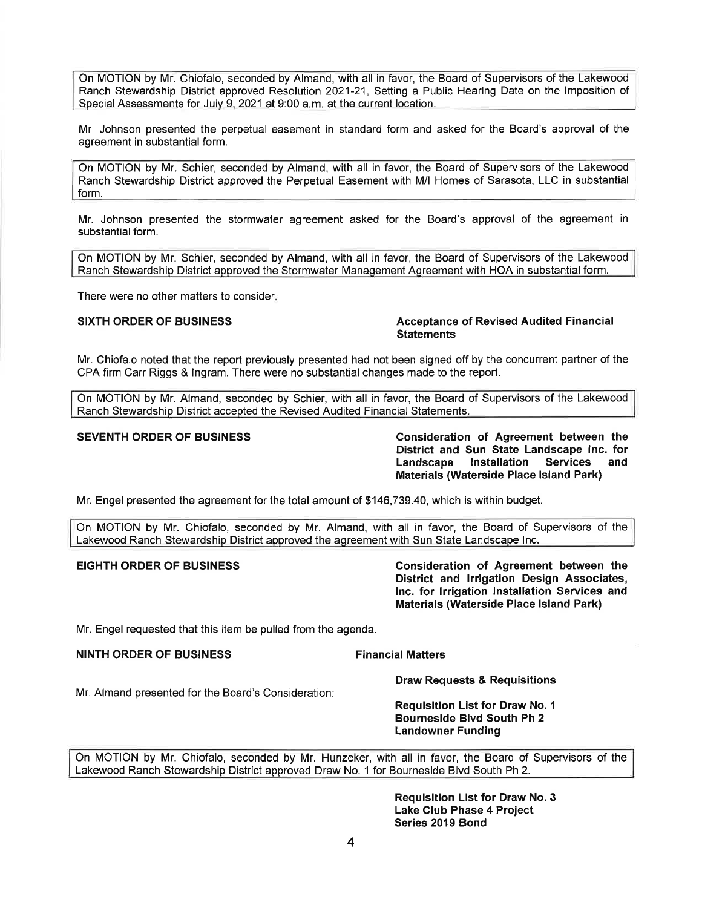On MOTION by Mr. Chiofalo, seconded by Almand, with all in favor, the Board of Supervisors of the Lakewood Ranch Stewardship District approved Resolution 2021-21, Setting a Public Hearing Date on the Imposition of Special Assessments for July 9, 2021 at 9:00 a.m. at the current location.

Mr. Johnson presented the perpetual easement in standard form and asked for the Board's approval of the agreement in substantial form.

On MOTION by Mr. Schier, seconded by Almand, with all in favor, the Board of Supervisors of the Lakewood Ranch Stewardship District approved the Perpetual Easement with M/I Homes of Sarasota, LLC in substantial form.

Mr. Johnson presented the stormwater agreement asked for the Board's approval of the agreement in substantial form.

On MOTION by Mr. Schier, seconded by Almand, with all in favor, the Board of Supervisors of the Lakewood Ranch Stewardship District approved the Stormwater Management Agreement with HOA in substantial form.

There were no other matters to consider.

**SIXTH ORDER OF BUSINESS** **Acceptance of Revised Audited Financial Statements**

Mr. Chiofalo noted that the report previously presented had not been signed off by the concurrent partner of the CPA firm Carr Riggs & Ingram. There were no substantial changes made to the report.

On MOTION by Mr. Almand, seconded by Schier, with all in favor, the Board of Supervisors of the Lakewood Ranch Stewardship District accepted the Revised Audited Financial Statements.

**SEVENTH ORDER OF BUSINESS** **Consideration of Agreement between the District and Sun State Landscape Inc. for Landscape Installation Services and Materials (Waterside Place Island Park)**

Mr. Engel presented the agreement for the total amount of $146,739.40, which is within budget.

On MOTION by Mr. Chiofalo, seconded by Mr. Almand, with all in favor, the Board of Supervisors of the Lakewood Ranch Stewardship District approved the agreement with Sun State Landscape Inc.

**EIGHTH ORDER OF BUSINESS** **Consideration of Agreement between the District and Irrigation Design Associates, Inc. for Irrigation Installation Services and Materials (Waterside Place Island Park)**

Mr. Engel requested that this item be pulled from the agenda.

**NINTH ORDER OF BUSINESS** **Financial Matters**

**Draw Requests & Requisitions**

Mr. Almand presented for the Board's Consideration:

**Requisition List for Draw No. 1**
**Bourneside Blvd South Ph 2**
**Landowner Funding**

On MOTION by Mr. Chiofalo, seconded by Mr. Hunzeker, with all in favor, the Board of Supervisors of the Lakewood Ranch Stewardship District approved Draw No. 1 for Bourneside Blvd South Ph 2.

**Requisition List for Draw No. 3**
**Lake Club Phase 4 Project**
**Series 2019 Bond**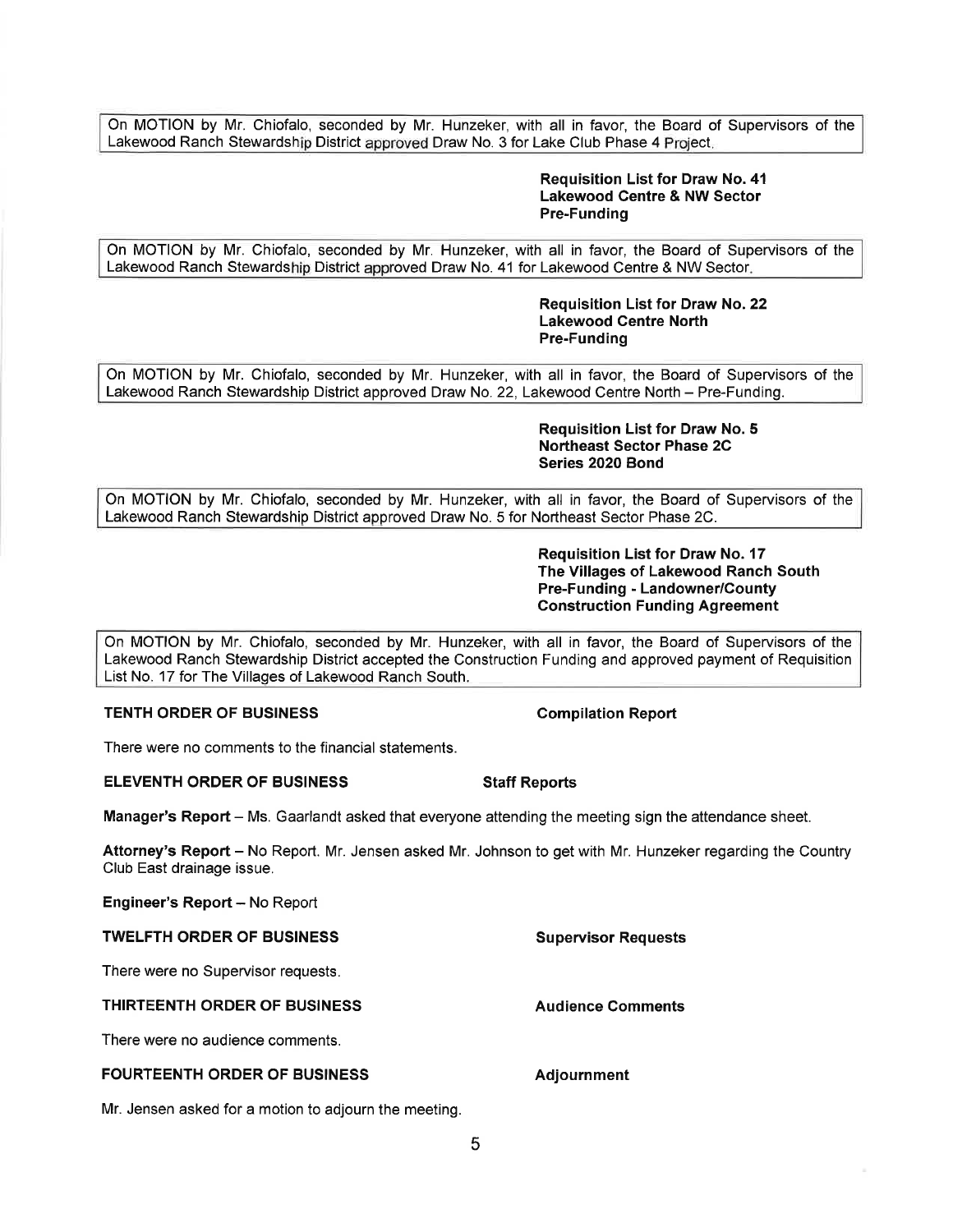On MOTION by Mr. Chiofalo, seconded by Mr. Hunzeker, with all in favor, the Board of Supervisors of the Lakewood Ranch Stewardship District approved Draw No. 3 for Lake Club Phase 4 Project.

**Requisition List for Draw No. 41**
**Lakewood Centre & NW Sector**
**Pre-Funding**

On MOTION by Mr. Chiofalo, seconded by Mr. Hunzeker, with all in favor, the Board of Supervisors of the Lakewood Ranch Stewardship District approved Draw No. 41 for Lakewood Centre & NW Sector.

**Requisition List for Draw No. 22**
**Lakewood Centre North**
**Pre-Funding**

On MOTION by Mr. Chiofalo, seconded by Mr. Hunzeker, with all in favor, the Board of Supervisors of the Lakewood Ranch Stewardship District approved Draw No. 22, Lakewood Centre North – Pre-Funding.

**Requisition List for Draw No. 5**
**Northeast Sector Phase 2C**
**Series 2020 Bond**

On MOTION by Mr. Chiofalo, seconded by Mr. Hunzeker, with all in favor, the Board of Supervisors of the Lakewood Ranch Stewardship District approved Draw No. 5 for Northeast Sector Phase 2C.

**Requisition List for Draw No. 17**
**The Villages of Lakewood Ranch South**
**Pre-Funding - Landowner/County**
**Construction Funding Agreement**

On MOTION by Mr. Chiofalo, seconded by Mr. Hunzeker, with all in favor, the Board of Supervisors of the Lakewood Ranch Stewardship District accepted the Construction Funding and approved payment of Requisition List No. 17 for The Villages of Lakewood Ranch South.

**TENTH ORDER OF BUSINESS** **Compilation Report**

There were no comments to the financial statements.

**ELEVENTH ORDER OF BUSINESS** **Staff Reports**

**Manager's Report** – Ms. Gaarlandt asked that everyone attending the meeting sign the attendance sheet.

**Attorney's Report** – No Report. Mr. Jensen asked Mr. Johnson to get with Mr. Hunzeker regarding the Country Club East drainage issue.

**Engineer's Report** – No Report

**TWELFTH ORDER OF BUSINESS** **Supervisor Requests**

There were no Supervisor requests.

**THIRTEENTH ORDER OF BUSINESS** **Audience Comments**

There were no audience comments.

**FOURTEENTH ORDER OF BUSINESS** **Adjournment**

Mr. Jensen asked for a motion to adjourn the meeting.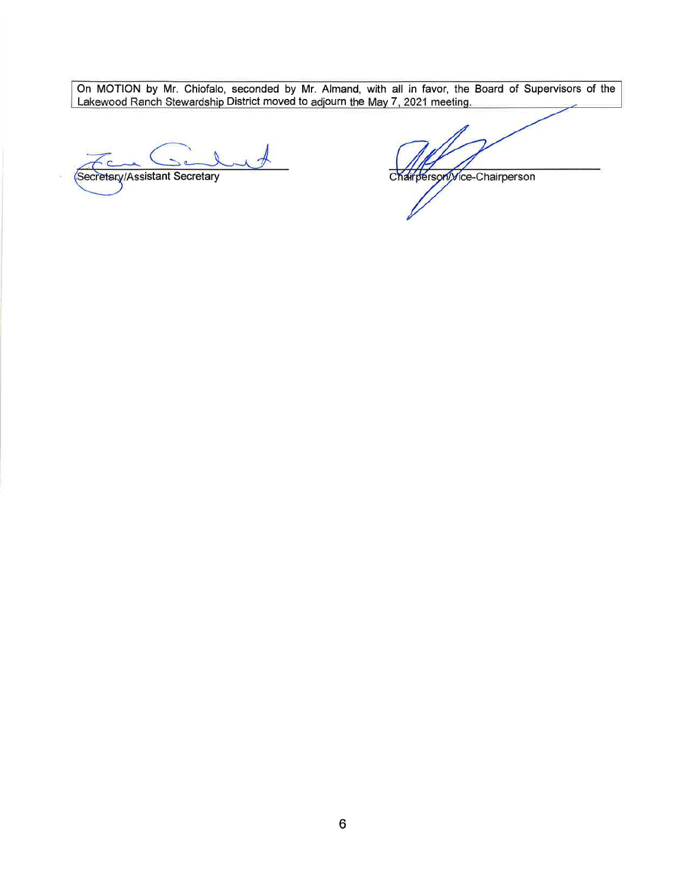On MOTION by Mr. Chiofalo, seconded by Mr. Almand, with all in favor, the Board of Supervisors of the Lakewood Ranch Stewardship District moved to adjourn the May 7, 2021 meeting.

Secretary/Assistant Secretary

Chairperson/Vice-Chairperson